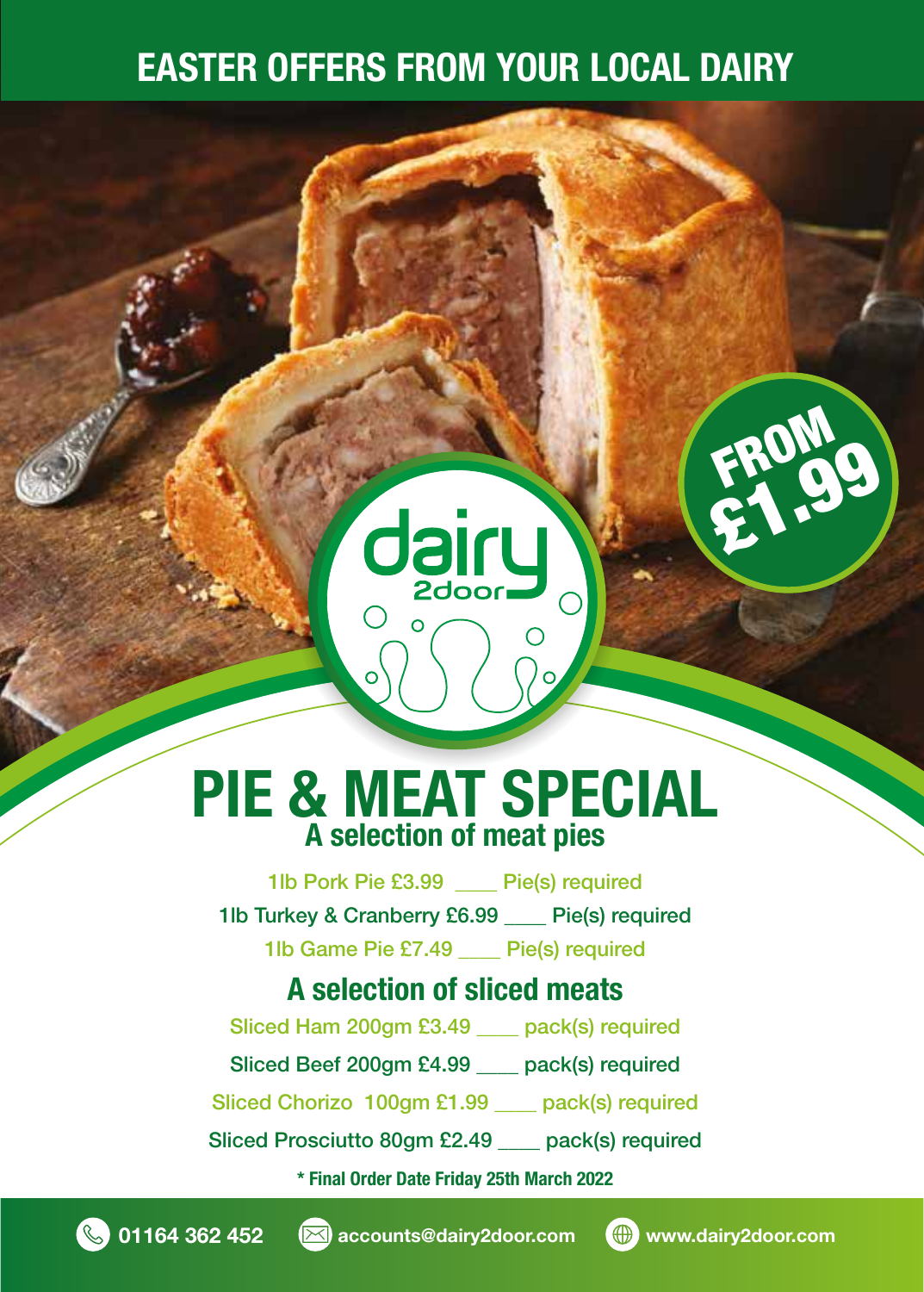# EASTER OFFERS FROM YOUR LOCAL DAIRY

dairy 2door

FROM £1.99

# PIE & MEAT SPECIAL

## A selection of meat pies

1lb Pork Pie £3.99 ____ Pie(s) required

1lb Turkey & Cranberry £6.99 ____ Pie(s) required

1lb Game Pie £7.49 ____ Pie(s) required

## A selection of sliced meats

Sliced Ham 200gm £3.49 ____ pack(s) required

Sliced Beef 200gm £4.99 ____ pack(s) required

Sliced Chorizo 100gm £1.99 ____ pack(s) required

Sliced Prosciutto 80gm £2.49 ____ pack(s) required

**\* Final Order Date Friday 25th March 2022**

01164 362 452 accounts@dairy2door.com www.dairy2door.com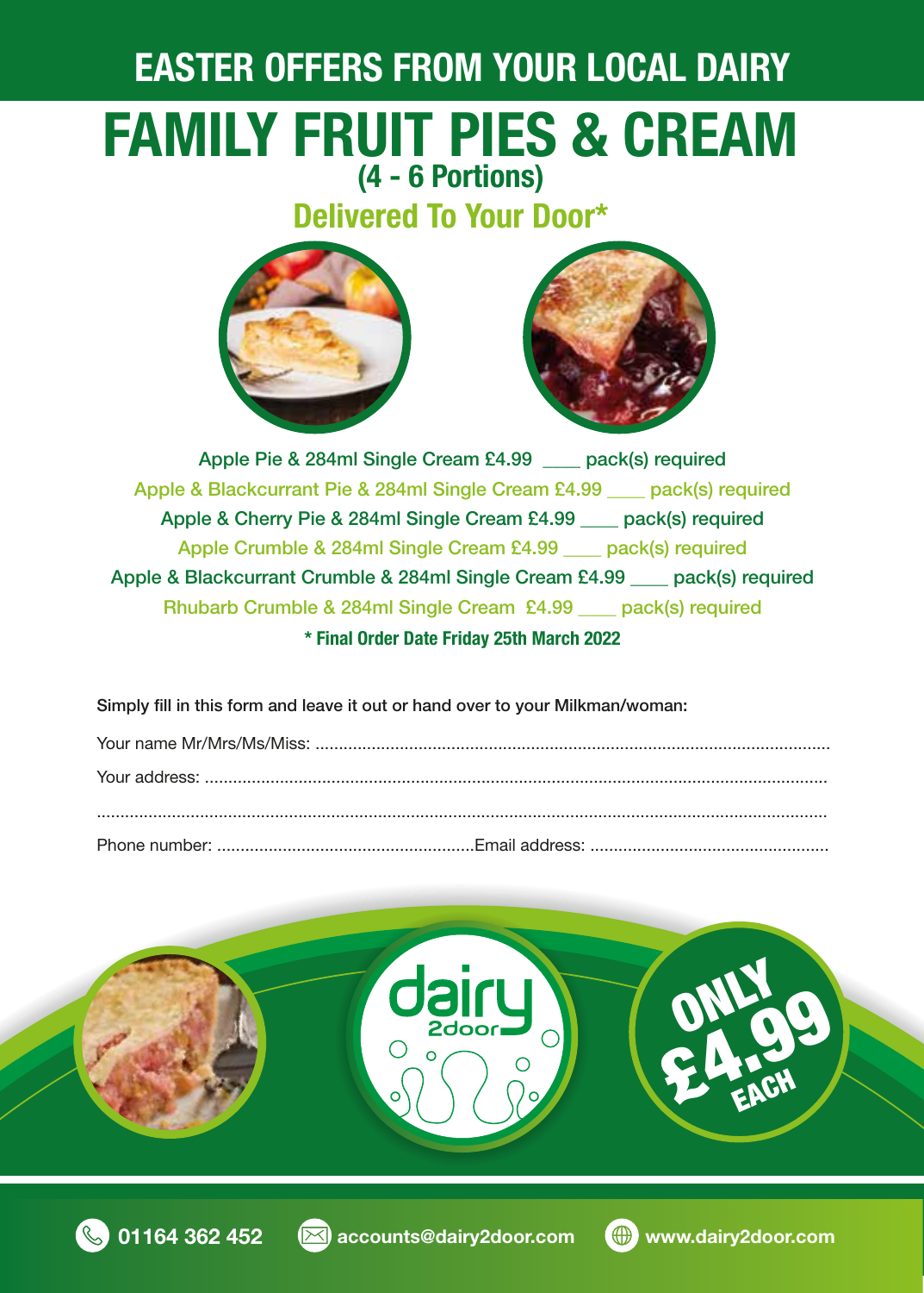# EASTER OFFERS FROM YOUR LOCAL DAIRY

# FAMILY FRUIT PIES & CREAM

### (4 - 6 Portions)

## Delivered To Your Door*

Apple Pie & 284ml Single Cream £4.99 ____ pack(s) required

Apple & Blackcurrant Pie & 284ml Single Cream £4.99 ____ pack(s) required

Apple & Cherry Pie & 284ml Single Cream £4.99 ____ pack(s) required

Apple Crumble & 284ml Single Cream £4.99 ____ pack(s) required

Apple & Blackcurrant Crumble & 284ml Single Cream £4.99 ____ pack(s) required

Rhubarb Crumble & 284ml Single Cream £4.99 ____ pack(s) required

**\* Final Order Date Friday 25th March 2022**

Simply fill in this form and leave it out or hand over to your Milkman/woman:

Your name Mr/Mrs/Ms/Miss: ..........................................................................................................

Your address: ..........................................................................................................

..........................................................................................................

Phone number: .......................................................Email address: ...................................................

dairy 2door

ONLY £4.99 EACH

01164 362 452 accounts@dairy2door.com www.dairy2door.com